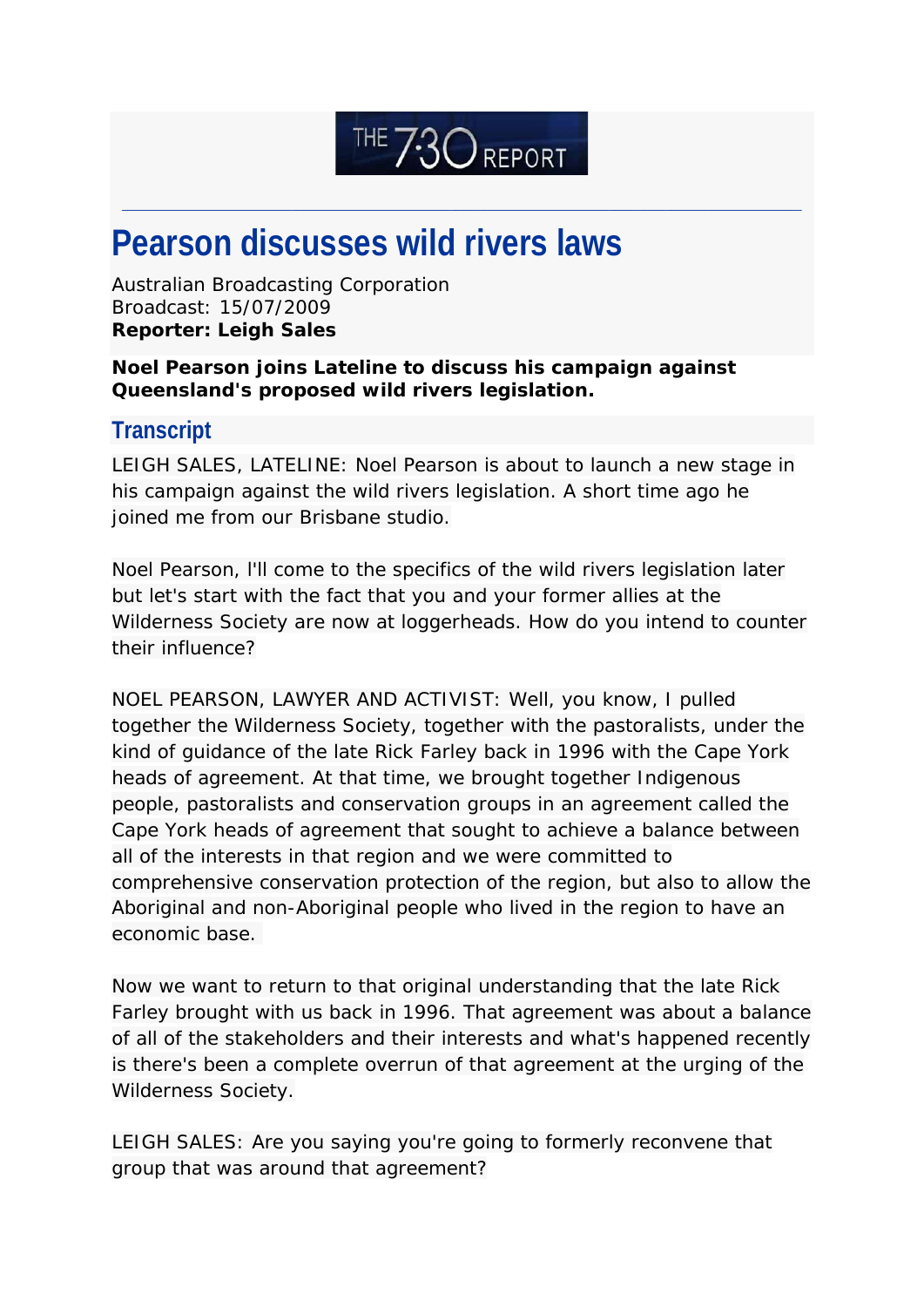THE 7:30 REPORT

# Pearson discusses wild rivers laws

Australian Broadcasting Corporation
Broadcast: 15/07/2009
**Reporter: Leigh Sales**

**Noel Pearson joins Lateline to discuss his campaign against Queensland's proposed wild rivers legislation.**

## Transcript

LEIGH SALES, LATELINE: Noel Pearson is about to launch a new stage in his campaign against the wild rivers legislation. A short time ago he joined me from our Brisbane studio.

Noel Pearson, I'll come to the specifics of the wild rivers legislation later but let's start with the fact that you and your former allies at the Wilderness Society are now at loggerheads. How do you intend to counter their influence?

NOEL PEARSON, LAWYER AND ACTIVIST: Well, you know, I pulled together the Wilderness Society, together with the pastoralists, under the kind of guidance of the late Rick Farley back in 1996 with the Cape York heads of agreement. At that time, we brought together Indigenous people, pastoralists and conservation groups in an agreement called the Cape York heads of agreement that sought to achieve a balance between all of the interests in that region and we were committed to comprehensive conservation protection of the region, but also to allow the Aboriginal and non-Aboriginal people who lived in the region to have an economic base.

Now we want to return to that original understanding that the late Rick Farley brought with us back in 1996. That agreement was about a balance of all of the stakeholders and their interests and what's happened recently is there's been a complete overrun of that agreement at the urging of the Wilderness Society.

LEIGH SALES: Are you saying you're going to formerly reconvene that group that was around that agreement?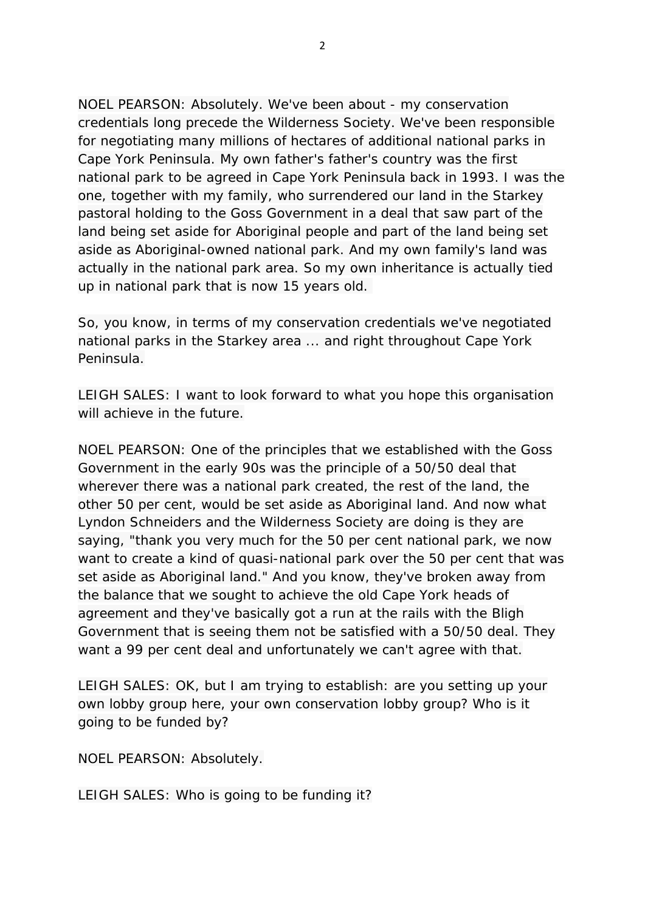NOEL PEARSON: Absolutely. We've been about - my conservation credentials long precede the Wilderness Society. We've been responsible for negotiating many millions of hectares of additional national parks in Cape York Peninsula. My own father's father's country was the first national park to be agreed in Cape York Peninsula back in 1993. I was the one, together with my family, who surrendered our land in the Starkey pastoral holding to the Goss Government in a deal that saw part of the land being set aside for Aboriginal people and part of the land being set aside as Aboriginal-owned national park. And my own family's land was actually in the national park area. So my own inheritance is actually tied up in national park that is now 15 years old.

So, you know, in terms of my conservation credentials we've negotiated national parks in the Starkey area ... and right throughout Cape York Peninsula.

LEIGH SALES: I want to look forward to what you hope this organisation will achieve in the future.

NOEL PEARSON: One of the principles that we established with the Goss Government in the early 90s was the principle of a 50/50 deal that wherever there was a national park created, the rest of the land, the other 50 per cent, would be set aside as Aboriginal land. And now what Lyndon Schneiders and the Wilderness Society are doing is they are saying, "thank you very much for the 50 per cent national park, we now want to create a kind of quasi-national park over the 50 per cent that was set aside as Aboriginal land." And you know, they've broken away from the balance that we sought to achieve the old Cape York heads of agreement and they've basically got a run at the rails with the Bligh Government that is seeing them not be satisfied with a 50/50 deal. They want a 99 per cent deal and unfortunately we can't agree with that.

LEIGH SALES: OK, but I am trying to establish: are you setting up your own lobby group here, your own conservation lobby group? Who is it going to be funded by?

NOEL PEARSON: Absolutely.

LEIGH SALES: Who is going to be funding it?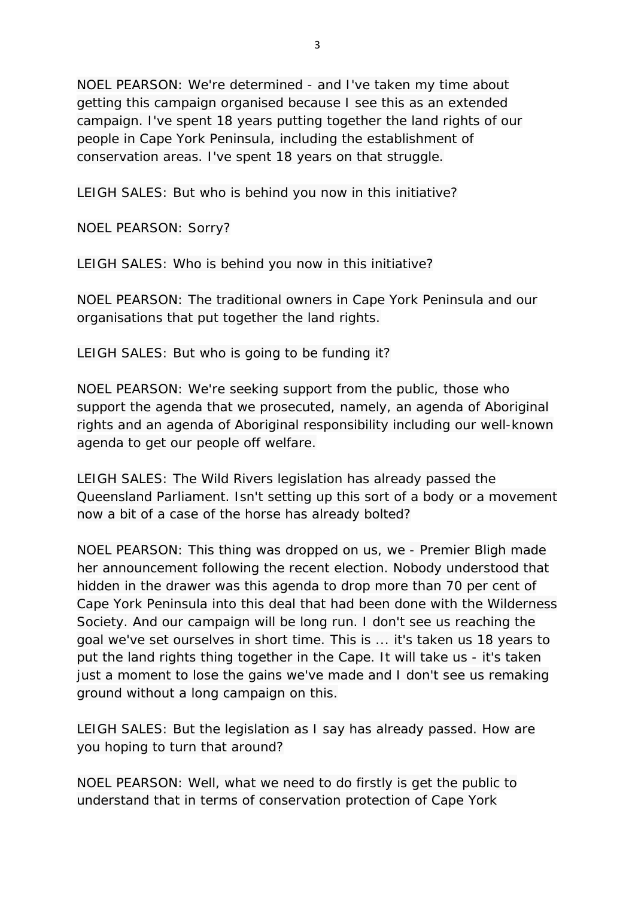NOEL PEARSON: We're determined - and I've taken my time about getting this campaign organised because I see this as an extended campaign. I've spent 18 years putting together the land rights of our people in Cape York Peninsula, including the establishment of conservation areas. I've spent 18 years on that struggle.

LEIGH SALES: But who is behind you now in this initiative?

NOEL PEARSON: Sorry?

LEIGH SALES: Who is behind you now in this initiative?

NOEL PEARSON: The traditional owners in Cape York Peninsula and our organisations that put together the land rights.

LEIGH SALES: But who is going to be funding it?

NOEL PEARSON: We're seeking support from the public, those who support the agenda that we prosecuted, namely, an agenda of Aboriginal rights and an agenda of Aboriginal responsibility including our well-known agenda to get our people off welfare.

LEIGH SALES: The Wild Rivers legislation has already passed the Queensland Parliament. Isn't setting up this sort of a body or a movement now a bit of a case of the horse has already bolted?

NOEL PEARSON: This thing was dropped on us, we - Premier Bligh made her announcement following the recent election. Nobody understood that hidden in the drawer was this agenda to drop more than 70 per cent of Cape York Peninsula into this deal that had been done with the Wilderness Society. And our campaign will be long run. I don't see us reaching the goal we've set ourselves in short time. This is ... it's taken us 18 years to put the land rights thing together in the Cape. It will take us - it's taken just a moment to lose the gains we've made and I don't see us remaking ground without a long campaign on this.

LEIGH SALES: But the legislation as I say has already passed. How are you hoping to turn that around?

NOEL PEARSON: Well, what we need to do firstly is get the public to understand that in terms of conservation protection of Cape York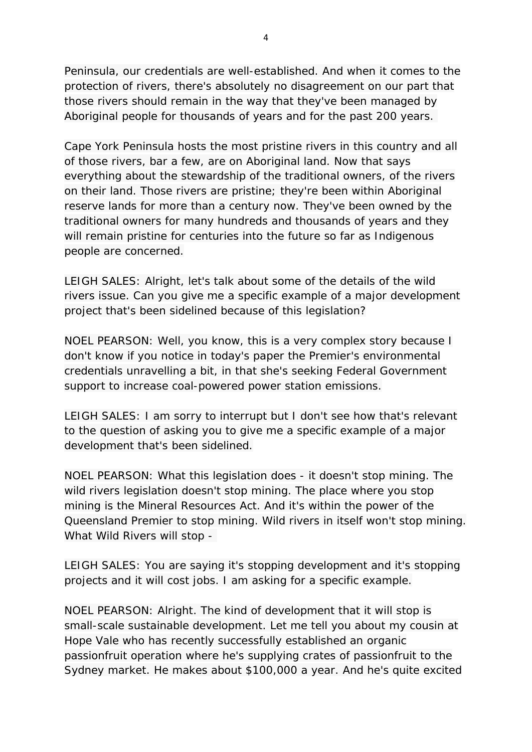Peninsula, our credentials are well-established. And when it comes to the protection of rivers, there's absolutely no disagreement on our part that those rivers should remain in the way that they've been managed by Aboriginal people for thousands of years and for the past 200 years.

Cape York Peninsula hosts the most pristine rivers in this country and all of those rivers, bar a few, are on Aboriginal land. Now that says everything about the stewardship of the traditional owners, of the rivers on their land. Those rivers are pristine; they're been within Aboriginal reserve lands for more than a century now. They've been owned by the traditional owners for many hundreds and thousands of years and they will remain pristine for centuries into the future so far as Indigenous people are concerned.

LEIGH SALES: Alright, let's talk about some of the details of the wild rivers issue. Can you give me a specific example of a major development project that's been sidelined because of this legislation?

NOEL PEARSON: Well, you know, this is a very complex story because I don't know if you notice in today's paper the Premier's environmental credentials unravelling a bit, in that she's seeking Federal Government support to increase coal-powered power station emissions.

LEIGH SALES: I am sorry to interrupt but I don't see how that's relevant to the question of asking you to give me a specific example of a major development that's been sidelined.

NOEL PEARSON: What this legislation does - it doesn't stop mining. The wild rivers legislation doesn't stop mining. The place where you stop mining is the Mineral Resources Act. And it's within the power of the Queensland Premier to stop mining. Wild rivers in itself won't stop mining. What Wild Rivers will stop -

LEIGH SALES: You are saying it's stopping development and it's stopping projects and it will cost jobs. I am asking for a specific example.

NOEL PEARSON: Alright. The kind of development that it will stop is small-scale sustainable development. Let me tell you about my cousin at Hope Vale who has recently successfully established an organic passionfruit operation where he's supplying crates of passionfruit to the Sydney market. He makes about $100,000 a year. And he's quite excited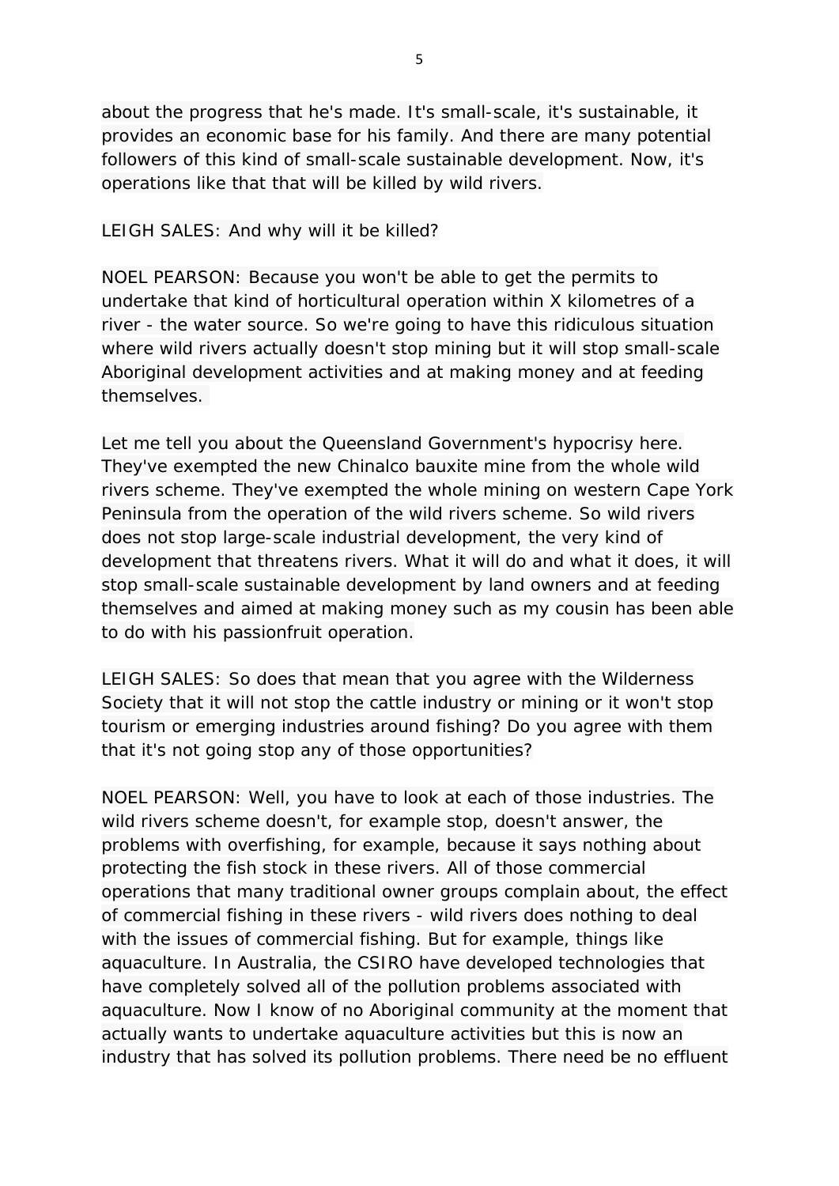about the progress that he's made. It's small-scale, it's sustainable, it provides an economic base for his family. And there are many potential followers of this kind of small-scale sustainable development. Now, it's operations like that that will be killed by wild rivers.

LEIGH SALES: And why will it be killed?

NOEL PEARSON: Because you won't be able to get the permits to undertake that kind of horticultural operation within X kilometres of a river - the water source. So we're going to have this ridiculous situation where wild rivers actually doesn't stop mining but it will stop small-scale Aboriginal development activities and at making money and at feeding themselves.

Let me tell you about the Queensland Government's hypocrisy here. They've exempted the new Chinalco bauxite mine from the whole wild rivers scheme. They've exempted the whole mining on western Cape York Peninsula from the operation of the wild rivers scheme. So wild rivers does not stop large-scale industrial development, the very kind of development that threatens rivers. What it will do and what it does, it will stop small-scale sustainable development by land owners and at feeding themselves and aimed at making money such as my cousin has been able to do with his passionfruit operation.

LEIGH SALES: So does that mean that you agree with the Wilderness Society that it will not stop the cattle industry or mining or it won't stop tourism or emerging industries around fishing? Do you agree with them that it's not going stop any of those opportunities?

NOEL PEARSON: Well, you have to look at each of those industries. The wild rivers scheme doesn't, for example stop, doesn't answer, the problems with overfishing, for example, because it says nothing about protecting the fish stock in these rivers. All of those commercial operations that many traditional owner groups complain about, the effect of commercial fishing in these rivers - wild rivers does nothing to deal with the issues of commercial fishing. But for example, things like aquaculture. In Australia, the CSIRO have developed technologies that have completely solved all of the pollution problems associated with aquaculture. Now I know of no Aboriginal community at the moment that actually wants to undertake aquaculture activities but this is now an industry that has solved its pollution problems. There need be no effluent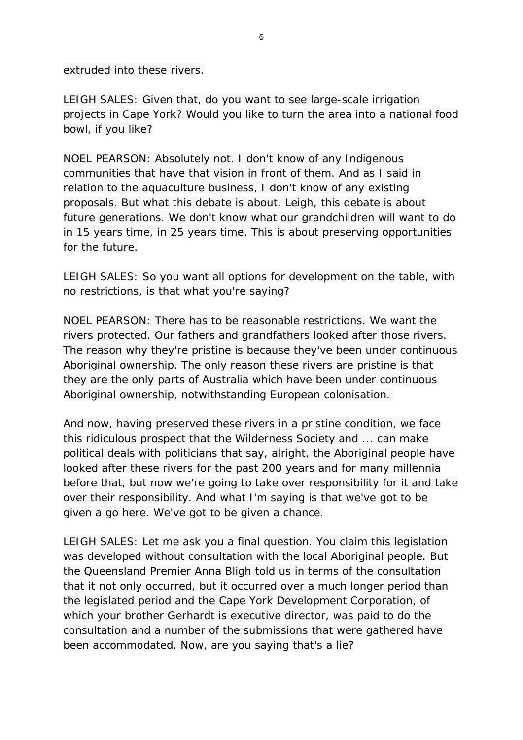extruded into these rivers.

LEIGH SALES: Given that, do you want to see large-scale irrigation projects in Cape York? Would you like to turn the area into a national food bowl, if you like?

NOEL PEARSON: Absolutely not. I don't know of any Indigenous communities that have that vision in front of them. And as I said in relation to the aquaculture business, I don't know of any existing proposals. But what this debate is about, Leigh, this debate is about future generations. We don't know what our grandchildren will want to do in 15 years time, in 25 years time. This is about preserving opportunities for the future.

LEIGH SALES: So you want all options for development on the table, with no restrictions, is that what you're saying?

NOEL PEARSON: There has to be reasonable restrictions. We want the rivers protected. Our fathers and grandfathers looked after those rivers. The reason why they're pristine is because they've been under continuous Aboriginal ownership. The only reason these rivers are pristine is that they are the only parts of Australia which have been under continuous Aboriginal ownership, notwithstanding European colonisation.

And now, having preserved these rivers in a pristine condition, we face this ridiculous prospect that the Wilderness Society and ... can make political deals with politicians that say, alright, the Aboriginal people have looked after these rivers for the past 200 years and for many millennia before that, but now we're going to take over responsibility for it and take over their responsibility. And what I'm saying is that we've got to be given a go here. We've got to be given a chance.

LEIGH SALES: Let me ask you a final question. You claim this legislation was developed without consultation with the local Aboriginal people. But the Queensland Premier Anna Bligh told us in terms of the consultation that it not only occurred, but it occurred over a much longer period than the legislated period and the Cape York Development Corporation, of which your brother Gerhardt is executive director, was paid to do the consultation and a number of the submissions that were gathered have been accommodated. Now, are you saying that's a lie?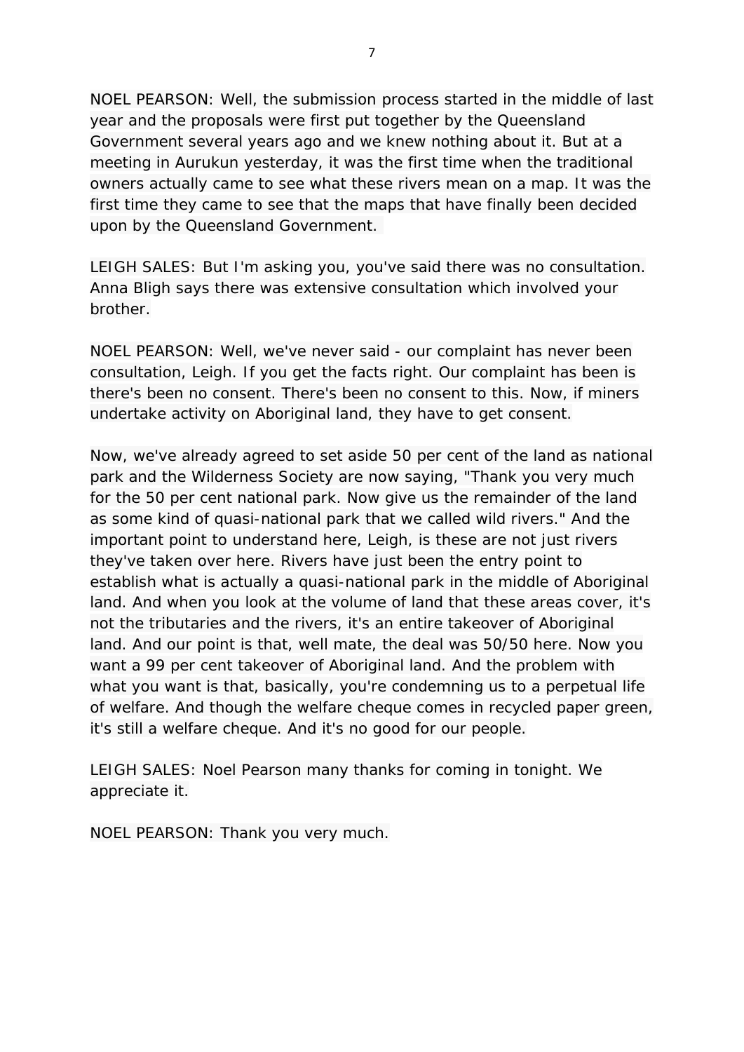NOEL PEARSON: Well, the submission process started in the middle of last year and the proposals were first put together by the Queensland Government several years ago and we knew nothing about it. But at a meeting in Aurukun yesterday, it was the first time when the traditional owners actually came to see what these rivers mean on a map. It was the first time they came to see that the maps that have finally been decided upon by the Queensland Government.

LEIGH SALES: But I'm asking you, you've said there was no consultation. Anna Bligh says there was extensive consultation which involved your brother.

NOEL PEARSON: Well, we've never said - our complaint has never been consultation, Leigh. If you get the facts right. Our complaint has been is there's been no consent. There's been no consent to this. Now, if miners undertake activity on Aboriginal land, they have to get consent.

Now, we've already agreed to set aside 50 per cent of the land as national park and the Wilderness Society are now saying, "Thank you very much for the 50 per cent national park. Now give us the remainder of the land as some kind of quasi-national park that we called wild rivers." And the important point to understand here, Leigh, is these are not just rivers they've taken over here. Rivers have just been the entry point to establish what is actually a quasi-national park in the middle of Aboriginal land. And when you look at the volume of land that these areas cover, it's not the tributaries and the rivers, it's an entire takeover of Aboriginal land. And our point is that, well mate, the deal was 50/50 here. Now you want a 99 per cent takeover of Aboriginal land. And the problem with what you want is that, basically, you're condemning us to a perpetual life of welfare. And though the welfare cheque comes in recycled paper green, it's still a welfare cheque. And it's no good for our people.

LEIGH SALES: Noel Pearson many thanks for coming in tonight. We appreciate it.

NOEL PEARSON: Thank you very much.